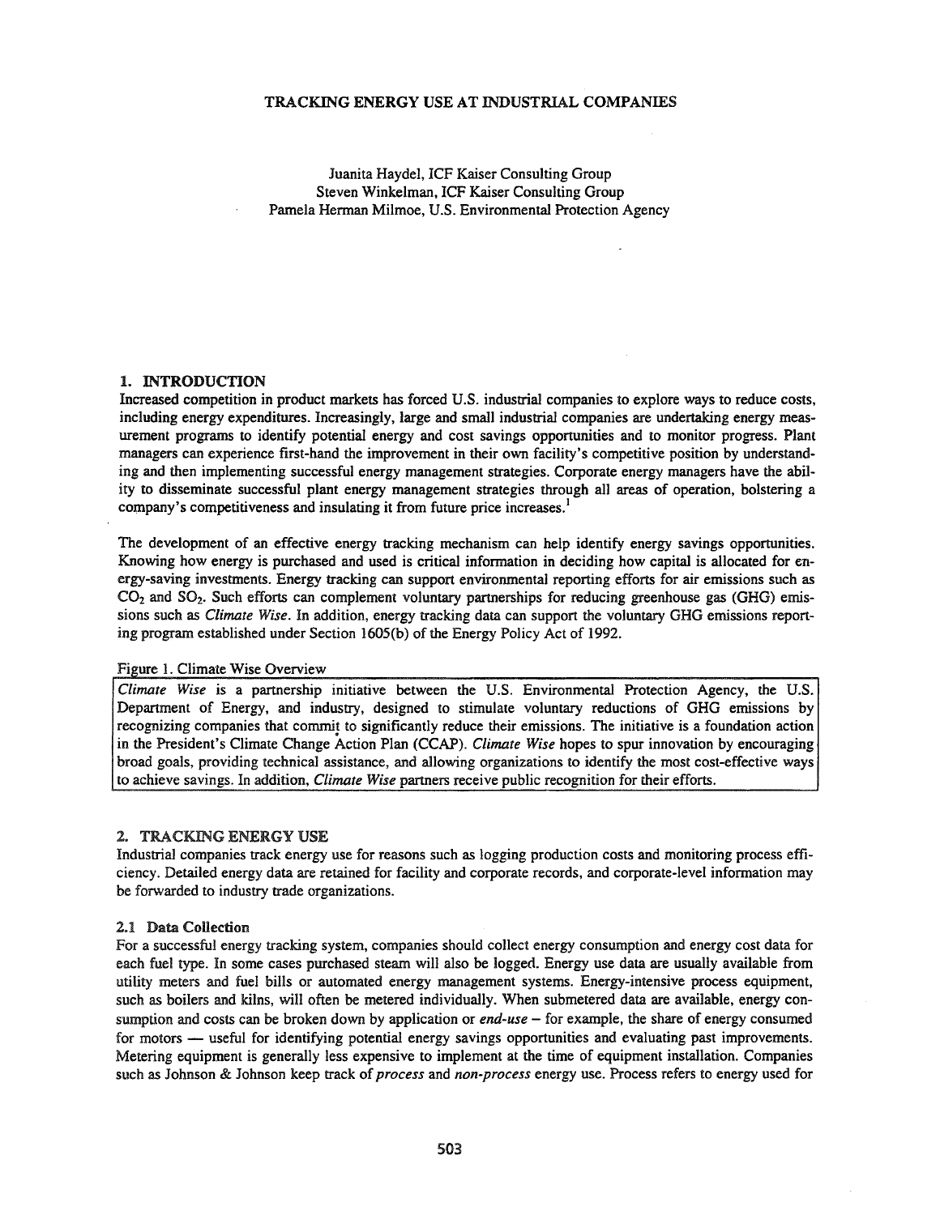# TRACKING ENERGY USE AT INDUSTRIAL COMPANIES

Juanita Haydel, ICF Kaiser Consulting Group
Steven Winkelman, ICF Kaiser Consulting Group
Pamela Herman Milmoe, U.S. Environmental Protection Agency

## 1. INTRODUCTION

Increased competition in product markets has forced U.S. industrial companies to explore ways to reduce costs, including energy expenditures. Increasingly, large and small industrial companies are undertaking energy measurement programs to identify potential energy and cost savings opportunities and to monitor progress. Plant managers can experience first-hand the improvement in their own facility's competitive position by understanding and then implementing successful energy management strategies. Corporate energy managers have the ability to disseminate successful plant energy management strategies through all areas of operation, bolstering a company's competitiveness and insulating it from future price increases.[1]

The development of an effective energy tracking mechanism can help identify energy savings opportunities. Knowing how energy is purchased and used is critical information in deciding how capital is allocated for energy-saving investments. Energy tracking can support environmental reporting efforts for air emissions such as $CO_2$ and $SO_2$. Such efforts can complement voluntary partnerships for reducing greenhouse gas (GHG) emissions such as *Climate Wise*. In addition, energy tracking data can support the voluntary GHG emissions reporting program established under Section 1605(b) of the Energy Policy Act of 1992.

Figure 1. Climate Wise Overview

*Climate Wise* is a partnership initiative between the U.S. Environmental Protection Agency, the U.S. Department of Energy, and industry, designed to stimulate voluntary reductions of GHG emissions by recognizing companies that commit to significantly reduce their emissions. The initiative is a foundation action in the President's Climate Change Action Plan (CCAP). *Climate Wise* hopes to spur innovation by encouraging broad goals, providing technical assistance, and allowing organizations to identify the most cost-effective ways to achieve savings. In addition, *Climate Wise* partners receive public recognition for their efforts.

## 2. TRACKING ENERGY USE

Industrial companies track energy use for reasons such as logging production costs and monitoring process efficiency. Detailed energy data are retained for facility and corporate records, and corporate-level information may be forwarded to industry trade organizations.

### 2.1 Data Collection

For a successful energy tracking system, companies should collect energy consumption and energy cost data for each fuel type. In some cases purchased steam will also be logged. Energy use data are usually available from utility meters and fuel bills or automated energy management systems. Energy-intensive process equipment, such as boilers and kilns, will often be metered individually. When submetered data are available, energy consumption and costs can be broken down by application or *end-use* – for example, the share of energy consumed for motors — useful for identifying potential energy savings opportunities and evaluating past improvements. Metering equipment is generally less expensive to implement at the time of equipment installation. Companies such as Johnson & Johnson keep track of *process* and *non-process* energy use. Process refers to energy used for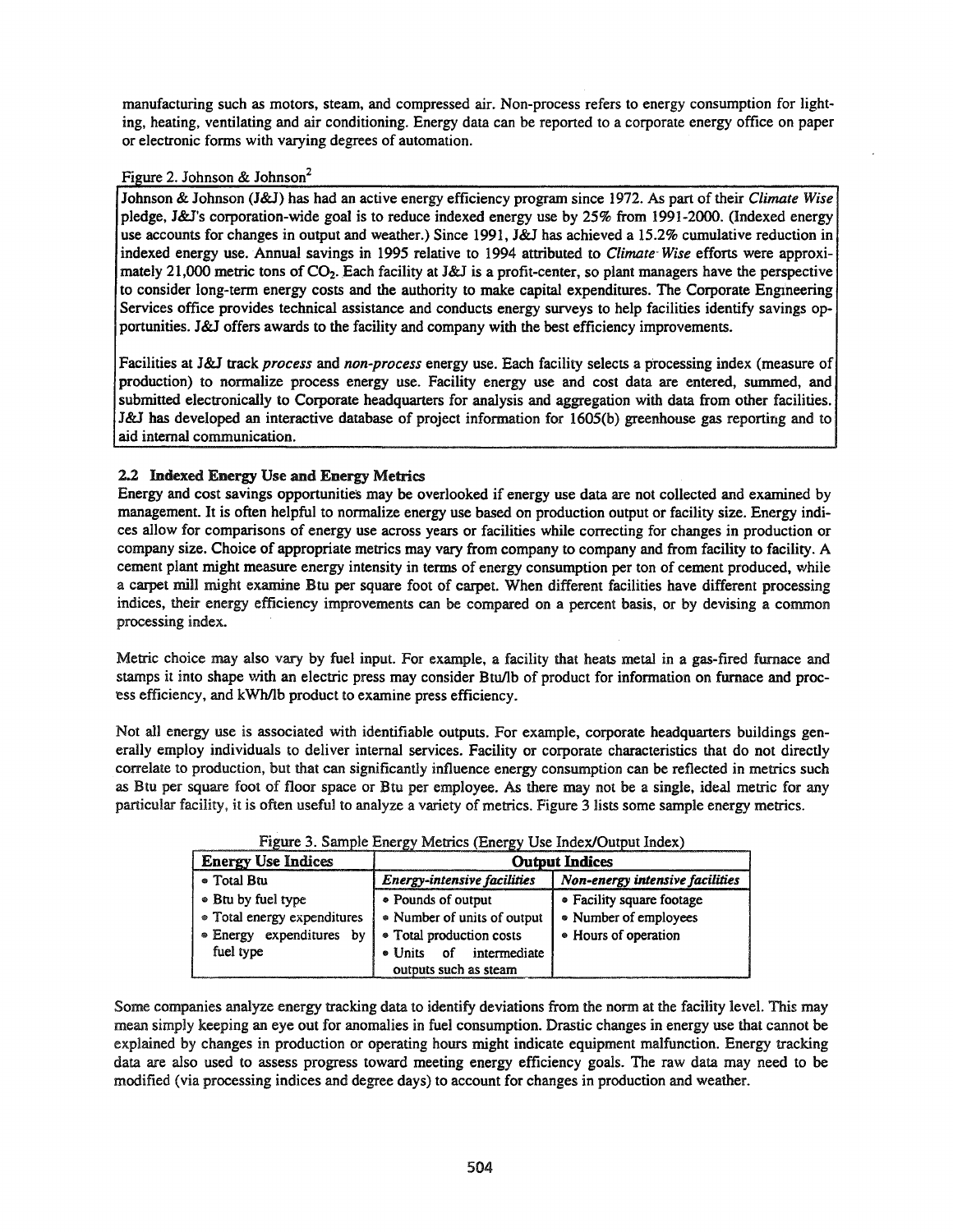manufacturing such as motors, steam, and compressed air. Non-process refers to energy consumption for lighting, heating, ventilating and air conditioning. Energy data can be reported to a corporate energy office on paper or electronic forms with varying degrees of automation.

Figure 2. Johnson & Johnson[2]

Johnson & Johnson (J&J) has had an active energy efficiency program since 1972. As part of their *Climate Wise* pledge, J&J's corporation-wide goal is to reduce indexed energy use by 25% from 1991-2000. (Indexed energy use accounts for changes in output and weather.) Since 1991, J&J has achieved a 15.2% cumulative reduction in indexed energy use. Annual savings in 1995 relative to 1994 attributed to *Climate Wise* efforts were approximately 21,000 metric tons of $CO_2$. Each facility at J&J is a profit-center, so plant managers have the perspective to consider long-term energy costs and the authority to make capital expenditures. The Corporate Engineering Services office provides technical assistance and conducts energy surveys to help facilities identify savings opportunities. J&J offers awards to the facility and company with the best efficiency improvements.

Facilities at J&J track *process* and *non-process* energy use. Each facility selects a processing index (measure of production) to normalize process energy use. Facility energy use and cost data are entered, summed, and submitted electronically to Corporate headquarters for analysis and aggregation with data from other facilities. J&J has developed an interactive database of project information for 1605(b) greenhouse gas reporting and to aid internal communication.

### 2.2 Indexed Energy Use and Energy Metrics

Energy and cost savings opportunities may be overlooked if energy use data are not collected and examined by management. It is often helpful to normalize energy use based on production output or facility size. Energy indices allow for comparisons of energy use across years or facilities while correcting for changes in production or company size. Choice of appropriate metrics may vary from company to company and from facility to facility. A cement plant might measure energy intensity in terms of energy consumption per ton of cement produced, while a carpet mill might examine Btu per square foot of carpet. When different facilities have different processing indices, their energy efficiency improvements can be compared on a percent basis, or by devising a common processing index.

Metric choice may also vary by fuel input. For example, a facility that heats metal in a gas-fired furnace and stamps it into shape with an electric press may consider Btu/lb of product for information on furnace and process efficiency, and kWh/lb product to examine press efficiency.

Not all energy use is associated with identifiable outputs. For example, corporate headquarters buildings generally employ individuals to deliver internal services. Facility or corporate characteristics that do not directly correlate to production, but that can significantly influence energy consumption can be reflected in metrics such as Btu per square foot of floor space or Btu per employee. As there may not be a single, ideal metric for any particular facility, it is often useful to analyze a variety of metrics. Figure 3 lists some sample energy metrics.

Figure 3. Sample Energy Metrics (Energy Use Index/Output Index)

| **Energy Use Indices** | **Output Indices** | |
|---|---|---|
| • Total Btu | *Energy-intensive facilities* | *Non-energy intensive facilities* |
| • Btu by fuel type<br>• Total energy expenditures<br>• Energy expenditures by fuel type | • Pounds of output<br>• Number of units of output<br>• Total production costs<br>• Units of intermediate outputs such as steam | • Facility square footage<br>• Number of employees<br>• Hours of operation |

Some companies analyze energy tracking data to identify deviations from the norm at the facility level. This may mean simply keeping an eye out for anomalies in fuel consumption. Drastic changes in energy use that cannot be explained by changes in production or operating hours might indicate equipment malfunction. Energy tracking data are also used to assess progress toward meeting energy efficiency goals. The raw data may need to be modified (via processing indices and degree days) to account for changes in production and weather.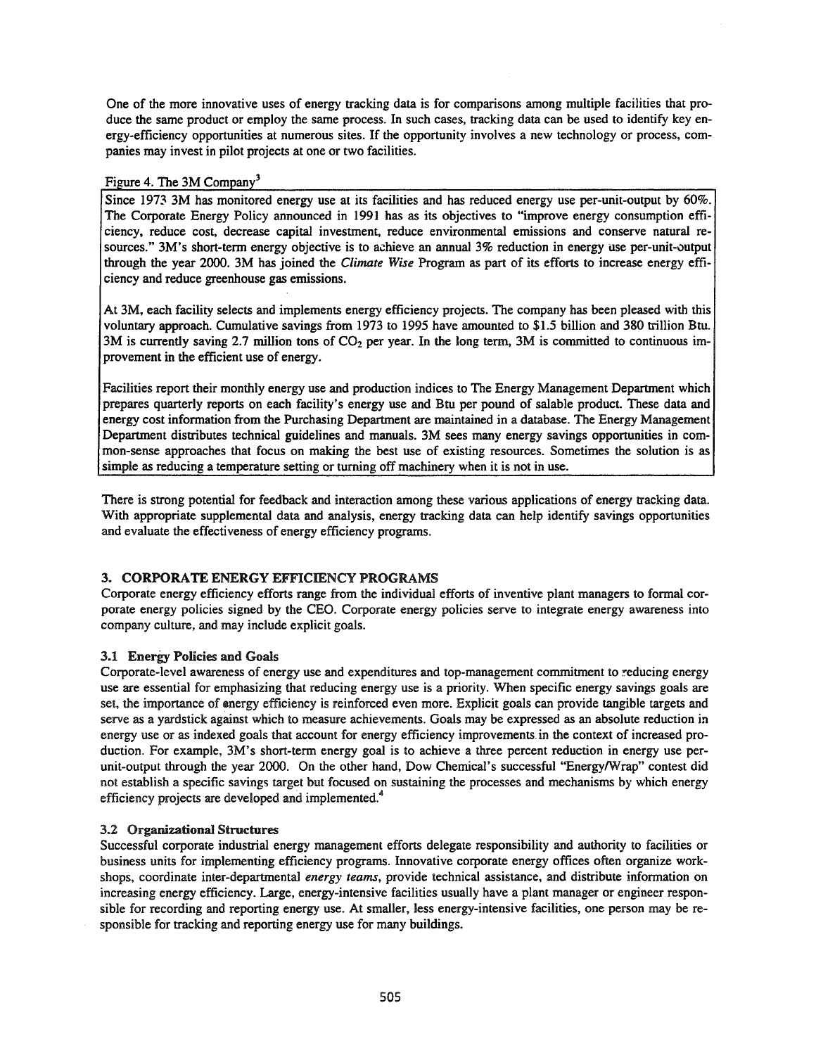One of the more innovative uses of energy tracking data is for comparisons among multiple facilities that produce the same product or employ the same process. In such cases, tracking data can be used to identify key energy-efficiency opportunities at numerous sites. If the opportunity involves a new technology or process, companies may invest in pilot projects at one or two facilities.

Figure 4. The 3M Company[3]

> Since 1973 3M has monitored energy use at its facilities and has reduced energy use per-unit-output by 60%. The Corporate Energy Policy announced in 1991 has as its objectives to "improve energy consumption efficiency, reduce cost, decrease capital investment, reduce environmental emissions and conserve natural resources." 3M's short-term energy objective is to achieve an annual 3% reduction in energy use per-unit-output through the year 2000. 3M has joined the *Climate Wise* Program as part of its efforts to increase energy efficiency and reduce greenhouse gas emissions.
>
> At 3M, each facility selects and implements energy efficiency projects. The company has been pleased with this voluntary approach. Cumulative savings from 1973 to 1995 have amounted to $1.5 billion and 380 trillion Btu. 3M is currently saving 2.7 million tons of $CO_2$ per year. In the long term, 3M is committed to continuous improvement in the efficient use of energy.
>
> Facilities report their monthly energy use and production indices to The Energy Management Department which prepares quarterly reports on each facility's energy use and Btu per pound of salable product. These data and energy cost information from the Purchasing Department are maintained in a database. The Energy Management Department distributes technical guidelines and manuals. 3M sees many energy savings opportunities in common-sense approaches that focus on making the best use of existing resources. Sometimes the solution is as simple as reducing a temperature setting or turning off machinery when it is not in use.

There is strong potential for feedback and interaction among these various applications of energy tracking data. With appropriate supplemental data and analysis, energy tracking data can help identify savings opportunities and evaluate the effectiveness of energy efficiency programs.

## 3. CORPORATE ENERGY EFFICIENCY PROGRAMS

Corporate energy efficiency efforts range from the individual efforts of inventive plant managers to formal corporate energy policies signed by the CEO. Corporate energy policies serve to integrate energy awareness into company culture, and may include explicit goals.

### 3.1 Energy Policies and Goals

Corporate-level awareness of energy use and expenditures and top-management commitment to reducing energy use are essential for emphasizing that reducing energy use is a priority. When specific energy savings goals are set, the importance of energy efficiency is reinforced even more. Explicit goals can provide tangible targets and serve as a yardstick against which to measure achievements. Goals may be expressed as an absolute reduction in energy use or as indexed goals that account for energy efficiency improvements in the context of increased production. For example, 3M's short-term energy goal is to achieve a three percent reduction in energy use per-unit-output through the year 2000. On the other hand, Dow Chemical's successful "Energy/Wrap" contest did not establish a specific savings target but focused on sustaining the processes and mechanisms by which energy efficiency projects are developed and implemented.[4]

### 3.2 Organizational Structures

Successful corporate industrial energy management efforts delegate responsibility and authority to facilities or business units for implementing efficiency programs. Innovative corporate energy offices often organize workshops, coordinate inter-departmental *energy teams*, provide technical assistance, and distribute information on increasing energy efficiency. Large, energy-intensive facilities usually have a plant manager or engineer responsible for recording and reporting energy use. At smaller, less energy-intensive facilities, one person may be responsible for tracking and reporting energy use for many buildings.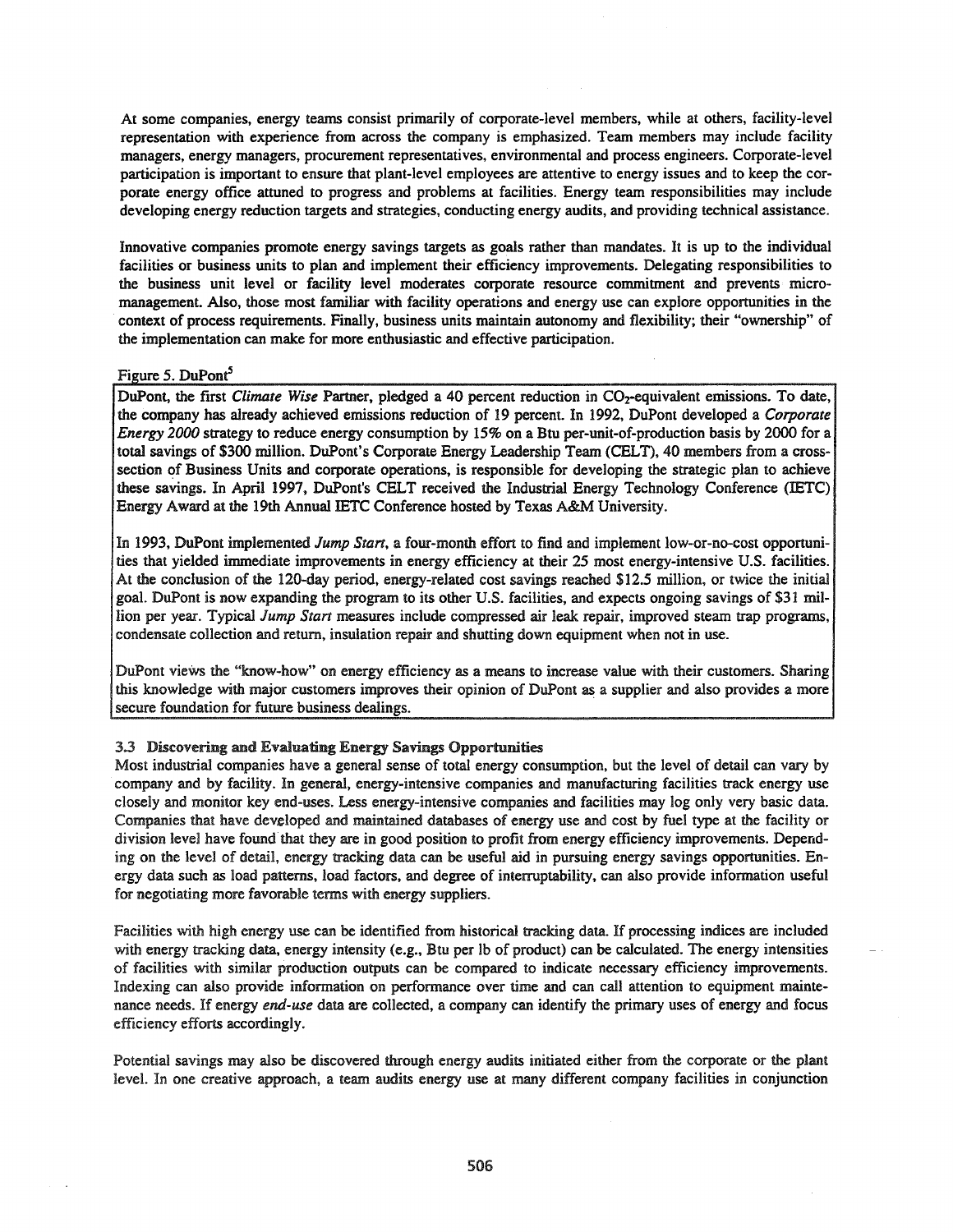At some companies, energy teams consist primarily of corporate-level members, while at others, facility-level representation with experience from across the company is emphasized. Team members may include facility managers, energy managers, procurement representatives, environmental and process engineers. Corporate-level participation is important to ensure that plant-level employees are attentive to energy issues and to keep the corporate energy office attuned to progress and problems at facilities. Energy team responsibilities may include developing energy reduction targets and strategies, conducting energy audits, and providing technical assistance.

Innovative companies promote energy savings targets as goals rather than mandates. It is up to the individual facilities or business units to plan and implement their efficiency improvements. Delegating responsibilities to the business unit level or facility level moderates corporate resource commitment and prevents micro-management. Also, those most familiar with facility operations and energy use can explore opportunities in the context of process requirements. Finally, business units maintain autonomy and flexibility; their "ownership" of the implementation can make for more enthusiastic and effective participation.

Figure 5. DuPont[5]

DuPont, the first *Climate Wise* Partner, pledged a 40 percent reduction in $CO_2$-equivalent emissions. To date, the company has already achieved emissions reduction of 19 percent. In 1992, DuPont developed a *Corporate Energy 2000* strategy to reduce energy consumption by 15% on a Btu per-unit-of-production basis by 2000 for a total savings of $300 million. DuPont's Corporate Energy Leadership Team (CELT), 40 members from a cross-section of Business Units and corporate operations, is responsible for developing the strategic plan to achieve these savings. In April 1997, DuPont's CELT received the Industrial Energy Technology Conference (IETC) Energy Award at the 19th Annual IETC Conference hosted by Texas A&M University.

In 1993, DuPont implemented *Jump Start*, a four-month effort to find and implement low-or-no-cost opportunities that yielded immediate improvements in energy efficiency at their 25 most energy-intensive U.S. facilities. At the conclusion of the 120-day period, energy-related cost savings reached $12.5 million, or twice the initial goal. DuPont is now expanding the program to its other U.S. facilities, and expects ongoing savings of $31 million per year. Typical *Jump Start* measures include compressed air leak repair, improved steam trap programs, condensate collection and return, insulation repair and shutting down equipment when not in use.

DuPont views the "know-how" on energy efficiency as a means to increase value with their customers. Sharing this knowledge with major customers improves their opinion of DuPont as a supplier and also provides a more secure foundation for future business dealings.

### 3.3 Discovering and Evaluating Energy Savings Opportunities

Most industrial companies have a general sense of total energy consumption, but the level of detail can vary by company and by facility. In general, energy-intensive companies and manufacturing facilities track energy use closely and monitor key end-uses. Less energy-intensive companies and facilities may log only very basic data. Companies that have developed and maintained databases of energy use and cost by fuel type at the facility or division level have found that they are in good position to profit from energy efficiency improvements. Depending on the level of detail, energy tracking data can be useful aid in pursuing energy savings opportunities. Energy data such as load patterns, load factors, and degree of interruptability, can also provide information useful for negotiating more favorable terms with energy suppliers.

Facilities with high energy use can be identified from historical tracking data. If processing indices are included with energy tracking data, energy intensity (e.g., Btu per lb of product) can be calculated. The energy intensities of facilities with similar production outputs can be compared to indicate necessary efficiency improvements. Indexing can also provide information on performance over time and can call attention to equipment maintenance needs. If energy *end-use* data are collected, a company can identify the primary uses of energy and focus efficiency efforts accordingly.

Potential savings may also be discovered through energy audits initiated either from the corporate or the plant level. In one creative approach, a team audits energy use at many different company facilities in conjunction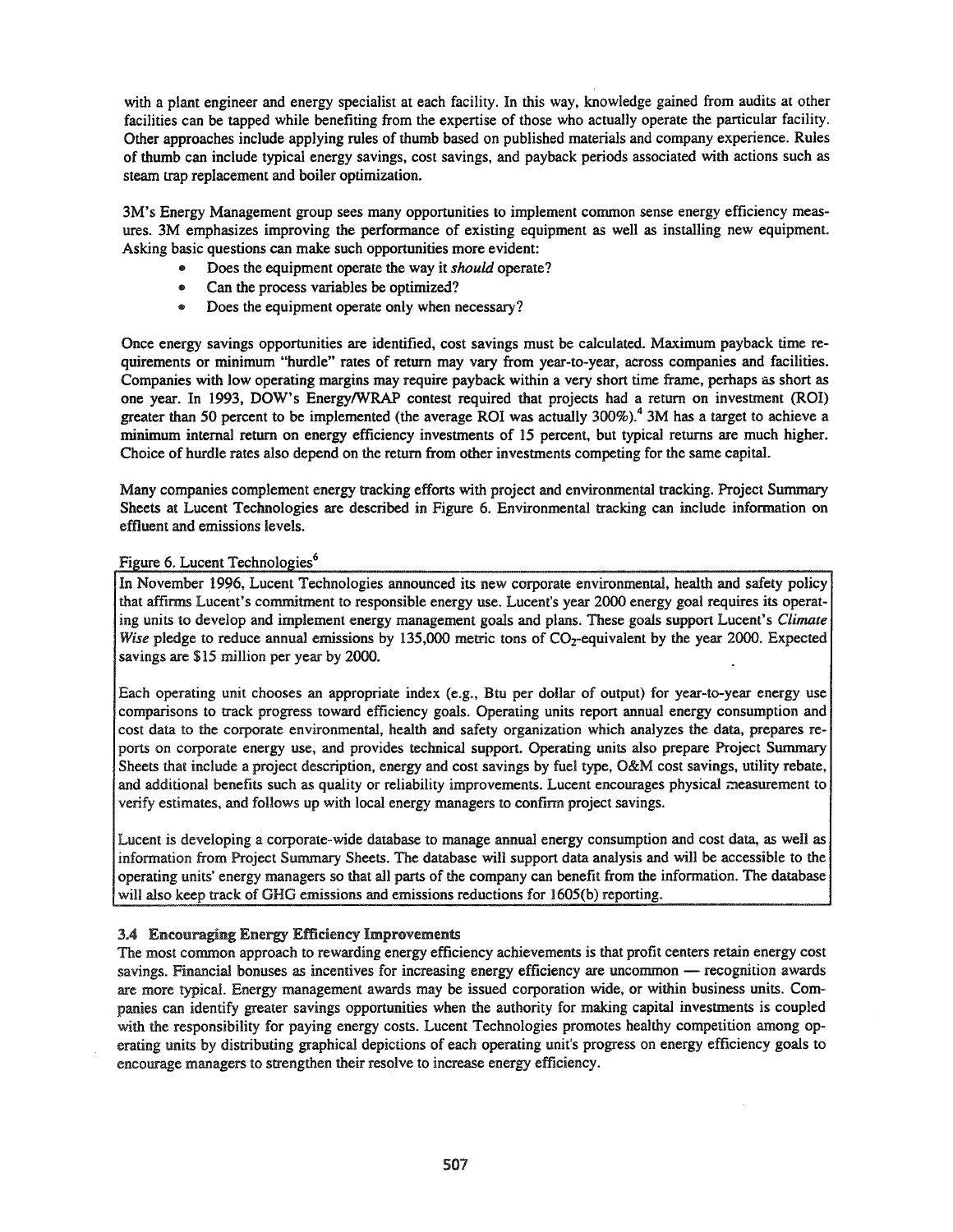with a plant engineer and energy specialist at each facility. In this way, knowledge gained from audits at other facilities can be tapped while benefiting from the expertise of those who actually operate the particular facility. Other approaches include applying rules of thumb based on published materials and company experience. Rules of thumb can include typical energy savings, cost savings, and payback periods associated with actions such as steam trap replacement and boiler optimization.

3M's Energy Management group sees many opportunities to implement common sense energy efficiency measures. 3M emphasizes improving the performance of existing equipment as well as installing new equipment. Asking basic questions can make such opportunities more evident:

- Does the equipment operate the way it *should* operate?
- Can the process variables be optimized?
- Does the equipment operate only when necessary?

Once energy savings opportunities are identified, cost savings must be calculated. Maximum payback time requirements or minimum "hurdle" rates of return may vary from year-to-year, across companies and facilities. Companies with low operating margins may require payback within a very short time frame, perhaps as short as one year. In 1993, DOW's Energy/WRAP contest required that projects had a return on investment (ROI) greater than 50 percent to be implemented (the average ROI was actually 300%).[4] 3M has a target to achieve a minimum internal return on energy efficiency investments of 15 percent, but typical returns are much higher. Choice of hurdle rates also depend on the return from other investments competing for the same capital.

Many companies complement energy tracking efforts with project and environmental tracking. Project Summary Sheets at Lucent Technologies are described in Figure 6. Environmental tracking can include information on effluent and emissions levels.

Figure 6. Lucent Technologies[6]

> In November 1996, Lucent Technologies announced its new corporate environmental, health and safety policy that affirms Lucent's commitment to responsible energy use. Lucent's year 2000 energy goal requires its operating units to develop and implement energy management goals and plans. These goals support Lucent's *Climate Wise* pledge to reduce annual emissions by 135,000 metric tons of $CO_2$-equivalent by the year 2000. Expected savings are $15 million per year by 2000.
>
> Each operating unit chooses an appropriate index (e.g., Btu per dollar of output) for year-to-year energy use comparisons to track progress toward efficiency goals. Operating units report annual energy consumption and cost data to the corporate environmental, health and safety organization which analyzes the data, prepares reports on corporate energy use, and provides technical support. Operating units also prepare Project Summary Sheets that include a project description, energy and cost savings by fuel type, O&M cost savings, utility rebate, and additional benefits such as quality or reliability improvements. Lucent encourages physical measurement to verify estimates, and follows up with local energy managers to confirm project savings.
>
> Lucent is developing a corporate-wide database to manage annual energy consumption and cost data, as well as information from Project Summary Sheets. The database will support data analysis and will be accessible to the operating units' energy managers so that all parts of the company can benefit from the information. The database will also keep track of GHG emissions and emissions reductions for 1605(b) reporting.

### 3.4 Encouraging Energy Efficiency Improvements

The most common approach to rewarding energy efficiency achievements is that profit centers retain energy cost savings. Financial bonuses as incentives for increasing energy efficiency are uncommon — recognition awards are more typical. Energy management awards may be issued corporation wide, or within business units. Companies can identify greater savings opportunities when the authority for making capital investments is coupled with the responsibility for paying energy costs. Lucent Technologies promotes healthy competition among operating units by distributing graphical depictions of each operating unit's progress on energy efficiency goals to encourage managers to strengthen their resolve to increase energy efficiency.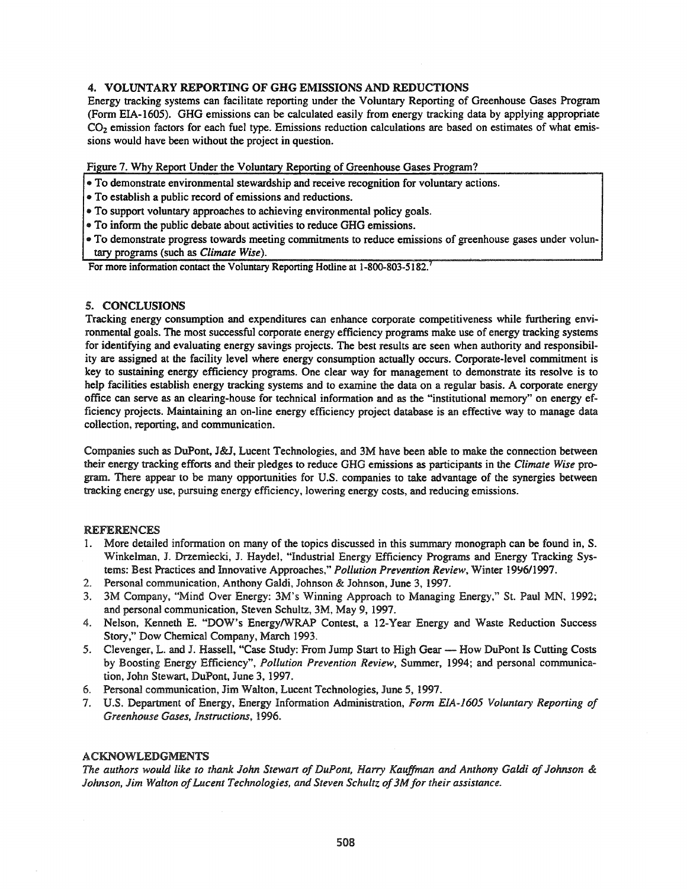## 4. VOLUNTARY REPORTING OF GHG EMISSIONS AND REDUCTIONS

Energy tracking systems can facilitate reporting under the Voluntary Reporting of Greenhouse Gases Program (Form EIA-1605). GHG emissions can be calculated easily from energy tracking data by applying appropriate $CO_2$ emission factors for each fuel type. Emissions reduction calculations are based on estimates of what emissions would have been without the project in question.

Figure 7. Why Report Under the Voluntary Reporting of Greenhouse Gases Program?

- To demonstrate environmental stewardship and receive recognition for voluntary actions.
- To establish a public record of emissions and reductions.
- To support voluntary approaches to achieving environmental policy goals.
- To inform the public debate about activities to reduce GHG emissions.
- To demonstrate progress towards meeting commitments to reduce emissions of greenhouse gases under voluntary programs (such as *Climate Wise*).

For more information contact the Voluntary Reporting Hotline at 1-800-803-5182.[7]

## 5. CONCLUSIONS

Tracking energy consumption and expenditures can enhance corporate competitiveness while furthering environmental goals. The most successful corporate energy efficiency programs make use of energy tracking systems for identifying and evaluating energy savings projects. The best results are seen when authority and responsibility are assigned at the facility level where energy consumption actually occurs. Corporate-level commitment is key to sustaining energy efficiency programs. One clear way for management to demonstrate its resolve is to help facilities establish energy tracking systems and to examine the data on a regular basis. A corporate energy office can serve as an clearing-house for technical information and as the "institutional memory" on energy efficiency projects. Maintaining an on-line energy efficiency project database is an effective way to manage data collection, reporting, and communication.

Companies such as DuPont, J&J, Lucent Technologies, and 3M have been able to make the connection between their energy tracking efforts and their pledges to reduce GHG emissions as participants in the *Climate Wise* program. There appear to be many opportunities for U.S. companies to take advantage of the synergies between tracking energy use, pursuing energy efficiency, lowering energy costs, and reducing emissions.

## REFERENCES

1. More detailed information on many of the topics discussed in this summary monograph can be found in, S. Winkelman, J. Drzemiecki, J. Haydel, "Industrial Energy Efficiency Programs and Energy Tracking Systems: Best Practices and Innovative Approaches," *Pollution Prevention Review*, Winter 1996/1997.
2. Personal communication, Anthony Galdi, Johnson & Johnson, June 3, 1997.
3. 3M Company, "Mind Over Energy: 3M's Winning Approach to Managing Energy," St. Paul MN, 1992; and personal communication, Steven Schultz, 3M, May 9, 1997.
4. Nelson, Kenneth E. "DOW's Energy/WRAP Contest, a 12-Year Energy and Waste Reduction Success Story," Dow Chemical Company, March 1993.
5. Clevenger, L. and J. Hassell, "Case Study: From Jump Start to High Gear — How DuPont Is Cutting Costs by Boosting Energy Efficiency", *Pollution Prevention Review*, Summer, 1994; and personal communication, John Stewart, DuPont, June 3, 1997.
6. Personal communication, Jim Walton, Lucent Technologies, June 5, 1997.
7. U.S. Department of Energy, Energy Information Administration, *Form EIA-1605 Voluntary Reporting of Greenhouse Gases, Instructions*, 1996.

## ACKNOWLEDGMENTS

*The authors would like to thank John Stewart of DuPont, Harry Kauffman and Anthony Galdi of Johnson & Johnson, Jim Walton of Lucent Technologies, and Steven Schultz of 3M for their assistance.*